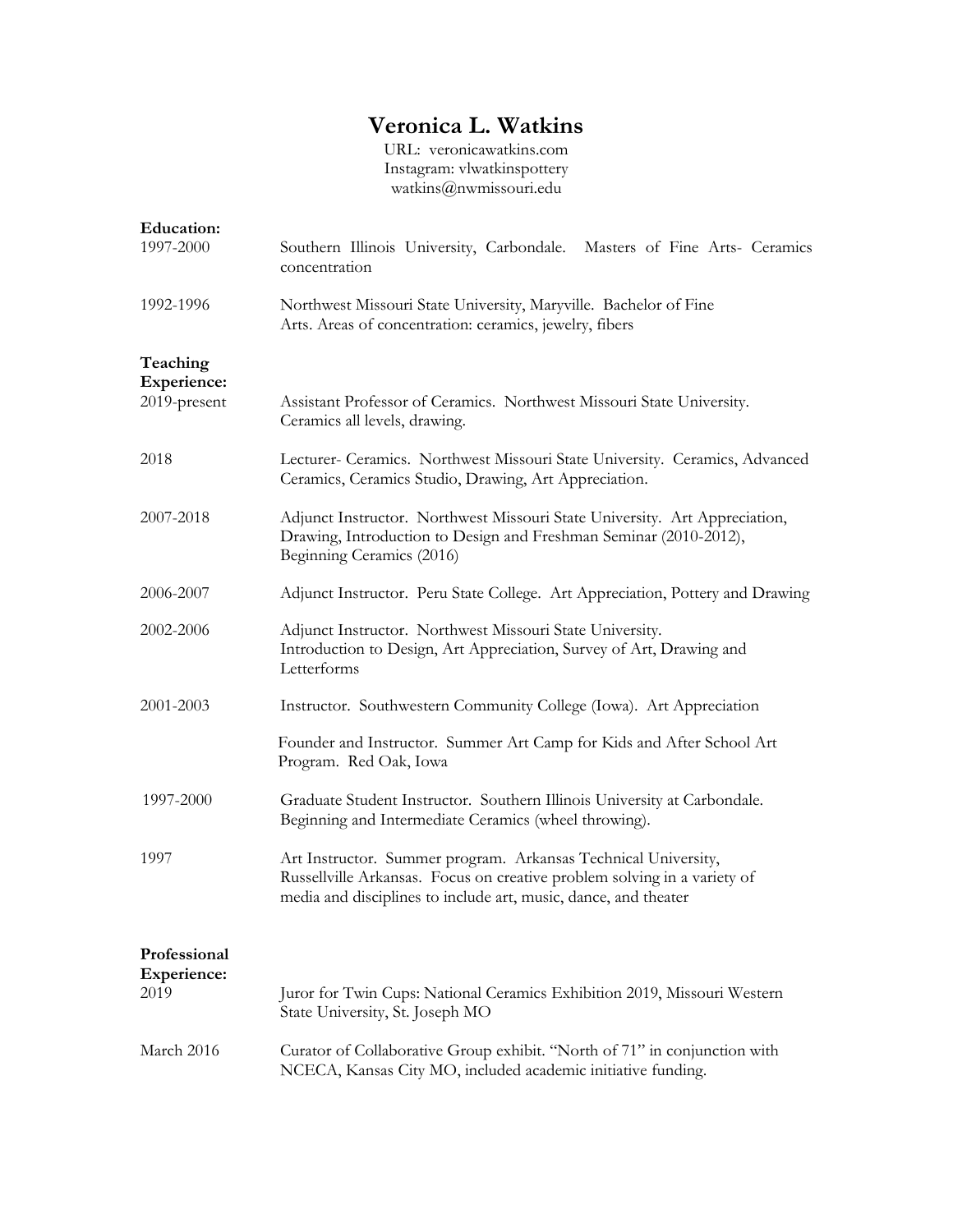# Veronica L. Watkins

URL: veronicawatkins.com
Instagram: vlwatkinspottery
watkins@nwmissouri.edu

**Education:**

1997-2000 — Southern Illinois University, Carbondale. Masters of Fine Arts- Ceramics concentration

1992-1996 — Northwest Missouri State University, Maryville. Bachelor of Fine Arts. Areas of concentration: ceramics, jewelry, fibers

**Teaching Experience:**

2019-present — Assistant Professor of Ceramics. Northwest Missouri State University. Ceramics all levels, drawing.

2018 — Lecturer- Ceramics. Northwest Missouri State University. Ceramics, Advanced Ceramics, Ceramics Studio, Drawing, Art Appreciation.

2007-2018 — Adjunct Instructor. Northwest Missouri State University. Art Appreciation, Drawing, Introduction to Design and Freshman Seminar (2010-2012), Beginning Ceramics (2016)

2006-2007 — Adjunct Instructor. Peru State College. Art Appreciation, Pottery and Drawing

2002-2006 — Adjunct Instructor. Northwest Missouri State University. Introduction to Design, Art Appreciation, Survey of Art, Drawing and Letterforms

2001-2003 — Instructor. Southwestern Community College (Iowa). Art Appreciation

Founder and Instructor. Summer Art Camp for Kids and After School Art Program. Red Oak, Iowa

1997-2000 — Graduate Student Instructor. Southern Illinois University at Carbondale. Beginning and Intermediate Ceramics (wheel throwing).

1997 — Art Instructor. Summer program. Arkansas Technical University, Russellville Arkansas. Focus on creative problem solving in a variety of media and disciplines to include art, music, dance, and theater

**Professional Experience:**

2019 — Juror for Twin Cups: National Ceramics Exhibition 2019, Missouri Western State University, St. Joseph MO

March 2016 — Curator of Collaborative Group exhibit. "North of 71" in conjunction with NCECA, Kansas City MO, included academic initiative funding.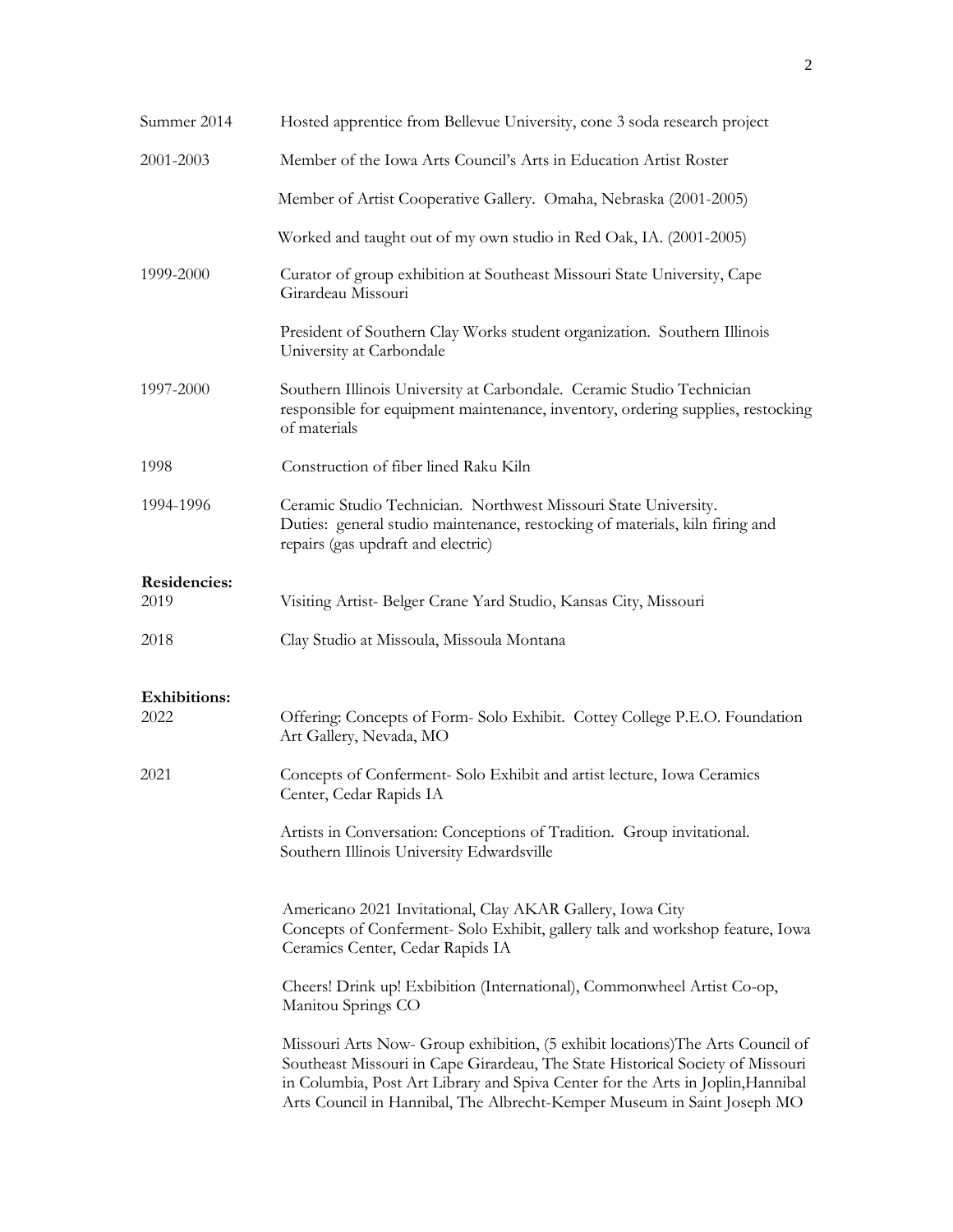| | |
|---|---|
| Summer 2014 | Hosted apprentice from Bellevue University, cone 3 soda research project |
| 2001-2003 | Member of the Iowa Arts Council's Arts in Education Artist Roster |
| | Member of Artist Cooperative Gallery. Omaha, Nebraska (2001-2005) |
| | Worked and taught out of my own studio in Red Oak, IA. (2001-2005) |
| 1999-2000 | Curator of group exhibition at Southeast Missouri State University, Cape Girardeau Missouri |
| | President of Southern Clay Works student organization. Southern Illinois University at Carbondale |
| 1997-2000 | Southern Illinois University at Carbondale. Ceramic Studio Technician responsible for equipment maintenance, inventory, ordering supplies, restocking of materials |
| 1998 | Construction of fiber lined Raku Kiln |
| 1994-1996 | Ceramic Studio Technician. Northwest Missouri State University. Duties: general studio maintenance, restocking of materials, kiln firing and repairs (gas updraft and electric) |

**Residencies:**

| | |
|---|---|
| 2019 | Visiting Artist- Belger Crane Yard Studio, Kansas City, Missouri |
| 2018 | Clay Studio at Missoula, Missoula Montana |

**Exhibitions:**

| | |
|---|---|
| 2022 | Offering: Concepts of Form- Solo Exhibit. Cottey College P.E.O. Foundation Art Gallery, Nevada, MO |
| 2021 | Concepts of Conferment- Solo Exhibit and artist lecture, Iowa Ceramics Center, Cedar Rapids IA |
| | Artists in Conversation: Conceptions of Tradition. Group invitational. Southern Illinois University Edwardsville |
| | Americano 2021 Invitational, Clay AKAR Gallery, Iowa City<br>Concepts of Conferment- Solo Exhibit, gallery talk and workshop feature, Iowa Ceramics Center, Cedar Rapids IA |
| | Cheers! Drink up! Exhibition (International), Commonwheel Artist Co-op, Manitou Springs CO |
| | Missouri Arts Now- Group exhibition, (5 exhibit locations)The Arts Council of Southeast Missouri in Cape Girardeau, The State Historical Society of Missouri in Columbia, Post Art Library and Spiva Center for the Arts in Joplin,Hannibal Arts Council in Hannibal, The Albrecht-Kemper Museum in Saint Joseph MO |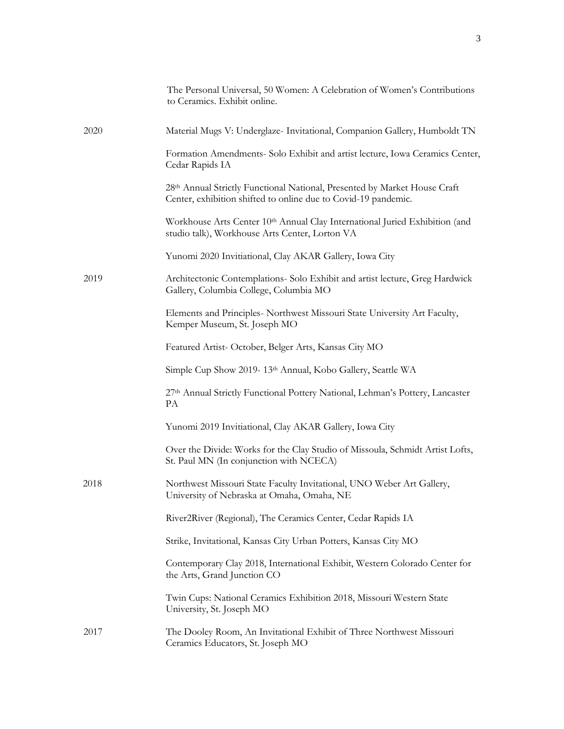The Personal Universal, 50 Women: A Celebration of Women's Contributions to Ceramics. Exhibit online.

2020

Material Mugs V: Underglaze- Invitational, Companion Gallery, Humboldt TN

Formation Amendments- Solo Exhibit and artist lecture, Iowa Ceramics Center, Cedar Rapids IA

28th Annual Strictly Functional National, Presented by Market House Craft Center, exhibition shifted to online due to Covid-19 pandemic.

Workhouse Arts Center 10th Annual Clay International Juried Exhibition (and studio talk), Workhouse Arts Center, Lorton VA

Yunomi 2020 Invitiational, Clay AKAR Gallery, Iowa City

2019

Architectonic Contemplations- Solo Exhibit and artist lecture, Greg Hardwick Gallery, Columbia College, Columbia MO

Elements and Principles- Northwest Missouri State University Art Faculty, Kemper Museum, St. Joseph MO

Featured Artist- October, Belger Arts, Kansas City MO

Simple Cup Show 2019- 13th Annual, Kobo Gallery, Seattle WA

27th Annual Strictly Functional Pottery National, Lehman's Pottery, Lancaster PA

Yunomi 2019 Invitiational, Clay AKAR Gallery, Iowa City

Over the Divide: Works for the Clay Studio of Missoula, Schmidt Artist Lofts, St. Paul MN (In conjunction with NCECA)

2018

Northwest Missouri State Faculty Invitational, UNO Weber Art Gallery, University of Nebraska at Omaha, Omaha, NE

River2River (Regional), The Ceramics Center, Cedar Rapids IA

Strike, Invitational, Kansas City Urban Potters, Kansas City MO

Contemporary Clay 2018, International Exhibit, Western Colorado Center for the Arts, Grand Junction CO

Twin Cups: National Ceramics Exhibition 2018, Missouri Western State University, St. Joseph MO

2017

The Dooley Room, An Invitational Exhibit of Three Northwest Missouri Ceramics Educators, St. Joseph MO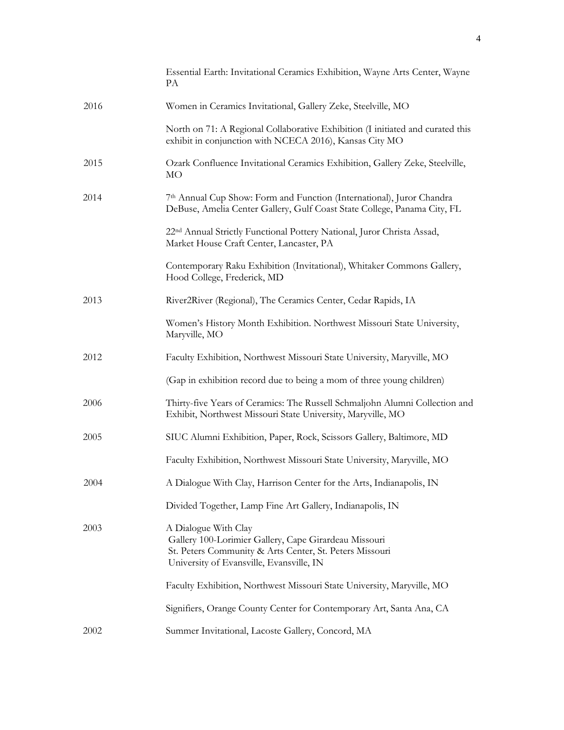Essential Earth: Invitational Ceramics Exhibition, Wayne Arts Center, Wayne PA

2016 — Women in Ceramics Invitational, Gallery Zeke, Steelville, MO

North on 71: A Regional Collaborative Exhibition (I initiated and curated this exhibit in conjunction with NCECA 2016), Kansas City MO

2015 — Ozark Confluence Invitational Ceramics Exhibition, Gallery Zeke, Steelville, MO

2014 — 7th Annual Cup Show: Form and Function (International), Juror Chandra DeBuse, Amelia Center Gallery, Gulf Coast State College, Panama City, FL

22nd Annual Strictly Functional Pottery National, Juror Christa Assad, Market House Craft Center, Lancaster, PA

Contemporary Raku Exhibition (Invitational), Whitaker Commons Gallery, Hood College, Frederick, MD

2013 — River2River (Regional), The Ceramics Center, Cedar Rapids, IA

Women's History Month Exhibition. Northwest Missouri State University, Maryville, MO

2012 — Faculty Exhibition, Northwest Missouri State University, Maryville, MO

(Gap in exhibition record due to being a mom of three young children)

2006 — Thirty-five Years of Ceramics: The Russell Schmaljohn Alumni Collection and Exhibit, Northwest Missouri State University, Maryville, MO

2005 — SIUC Alumni Exhibition, Paper, Rock, Scissors Gallery, Baltimore, MD

Faculty Exhibition, Northwest Missouri State University, Maryville, MO

2004 — A Dialogue With Clay, Harrison Center for the Arts, Indianapolis, IN

Divided Together, Lamp Fine Art Gallery, Indianapolis, IN

2003 — A Dialogue With Clay
Gallery 100-Lorimier Gallery, Cape Girardeau Missouri
St. Peters Community & Arts Center, St. Peters Missouri
University of Evansville, Evansville, IN

Faculty Exhibition, Northwest Missouri State University, Maryville, MO

Signifiers, Orange County Center for Contemporary Art, Santa Ana, CA

2002 — Summer Invitational, Lacoste Gallery, Concord, MA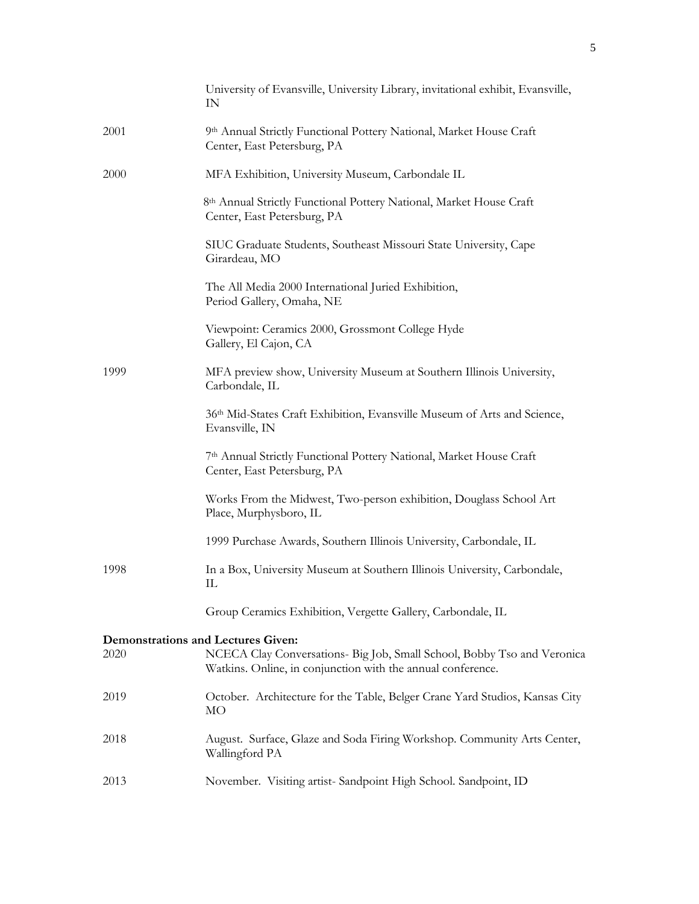University of Evansville, University Library, invitational exhibit, Evansville, IN

2001 — 9th Annual Strictly Functional Pottery National, Market House Craft Center, East Petersburg, PA

2000 — MFA Exhibition, University Museum, Carbondale IL

8th Annual Strictly Functional Pottery National, Market House Craft Center, East Petersburg, PA

SIUC Graduate Students, Southeast Missouri State University, Cape Girardeau, MO

The All Media 2000 International Juried Exhibition, Period Gallery, Omaha, NE

Viewpoint: Ceramics 2000, Grossmont College Hyde Gallery, El Cajon, CA

1999 — MFA preview show, University Museum at Southern Illinois University, Carbondale, IL

36th Mid-States Craft Exhibition, Evansville Museum of Arts and Science, Evansville, IN

7th Annual Strictly Functional Pottery National, Market House Craft Center, East Petersburg, PA

Works From the Midwest, Two-person exhibition, Douglass School Art Place, Murphysboro, IL

1999 Purchase Awards, Southern Illinois University, Carbondale, IL

1998 — In a Box, University Museum at Southern Illinois University, Carbondale, IL

Group Ceramics Exhibition, Vergette Gallery, Carbondale, IL

**Demonstrations and Lectures Given:**

2020 — NCECA Clay Conversations- Big Job, Small School, Bobby Tso and Veronica Watkins. Online, in conjunction with the annual conference.

2019 — October. Architecture for the Table, Belger Crane Yard Studios, Kansas City MO

2018 — August. Surface, Glaze and Soda Firing Workshop. Community Arts Center, Wallingford PA

2013 — November. Visiting artist- Sandpoint High School. Sandpoint, ID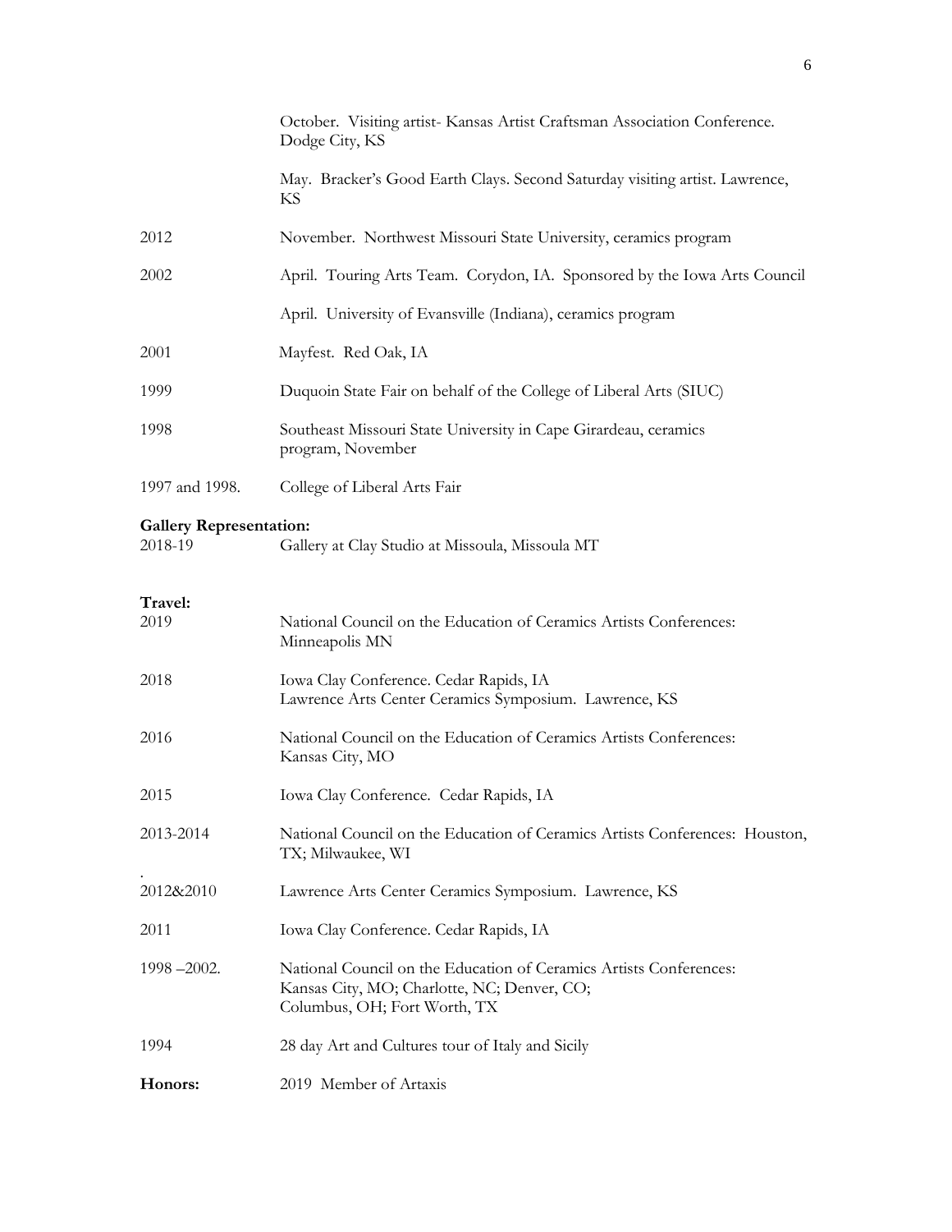| | |
|---|---|
| | October. Visiting artist- Kansas Artist Craftsman Association Conference. Dodge City, KS |
| | May. Bracker's Good Earth Clays. Second Saturday visiting artist. Lawrence, KS |
| 2012 | November. Northwest Missouri State University, ceramics program |
| 2002 | April. Touring Arts Team. Corydon, IA. Sponsored by the Iowa Arts Council |
| | April. University of Evansville (Indiana), ceramics program |
| 2001 | Mayfest. Red Oak, IA |
| 1999 | Duquoin State Fair on behalf of the College of Liberal Arts (SIUC) |
| 1998 | Southeast Missouri State University in Cape Girardeau, ceramics program, November |
| 1997 and 1998. | College of Liberal Arts Fair |

**Gallery Representation:**

| | |
|---|---|
| 2018-19 | Gallery at Clay Studio at Missoula, Missoula MT |

**Travel:**

| | |
|---|---|
| 2019 | National Council on the Education of Ceramics Artists Conferences: Minneapolis MN |
| 2018 | Iowa Clay Conference. Cedar Rapids, IA<br>Lawrence Arts Center Ceramics Symposium. Lawrence, KS |
| 2016 | National Council on the Education of Ceramics Artists Conferences: Kansas City, MO |
| 2015 | Iowa Clay Conference. Cedar Rapids, IA |
| 2013-2014 | National Council on the Education of Ceramics Artists Conferences: Houston, TX; Milwaukee, WI |
| 2012&2010 | Lawrence Arts Center Ceramics Symposium. Lawrence, KS |
| 2011 | Iowa Clay Conference. Cedar Rapids, IA |
| 1998 –2002. | National Council on the Education of Ceramics Artists Conferences: Kansas City, MO; Charlotte, NC; Denver, CO; Columbus, OH; Fort Worth, TX |
| 1994 | 28 day Art and Cultures tour of Italy and Sicily |

**Honors:** 2019 Member of Artaxis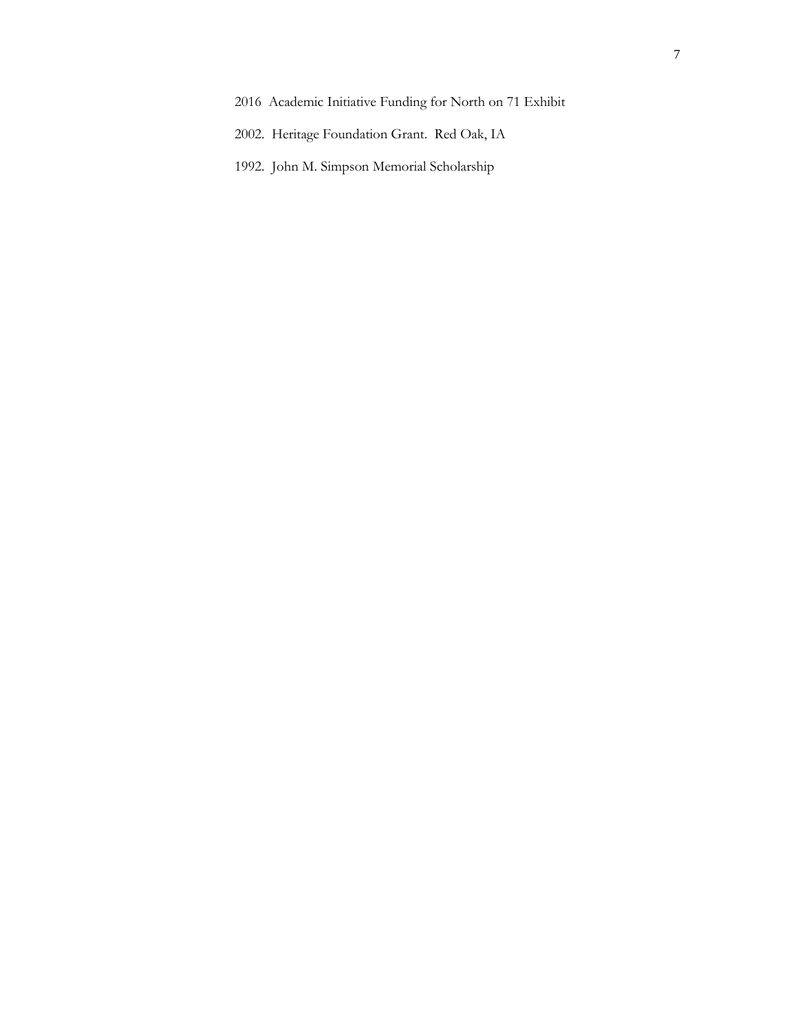2016  Academic Initiative Funding for North on 71 Exhibit

2002.  Heritage Foundation Grant.  Red Oak, IA

1992.  John M. Simpson Memorial Scholarship